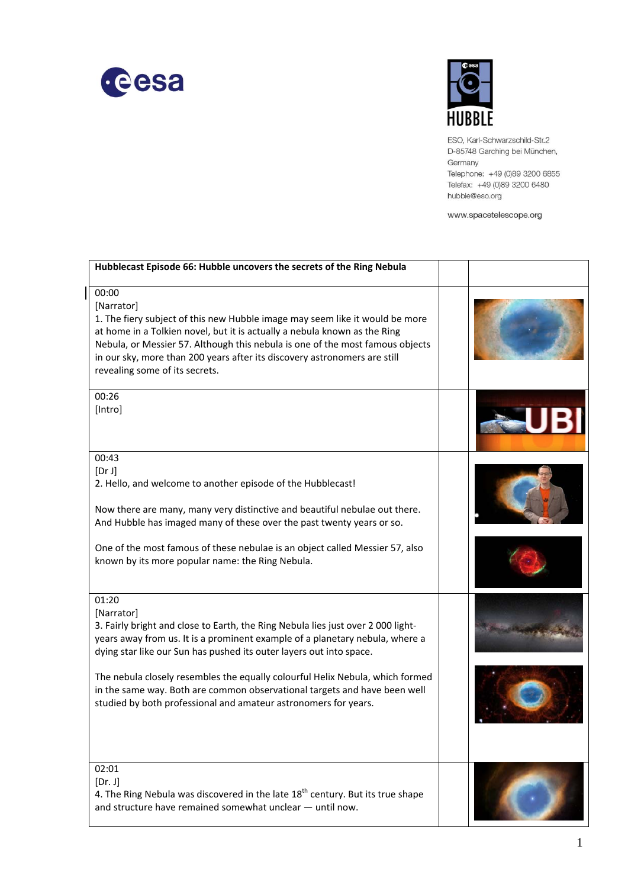ESO, Karl-Schwarzschild-Str.2
D-85748 Garching bei München,
Germany
Telephone: +49 (0)89 3200 6855
Telefax: +49 (0)89 3200 6480
hubble@eso.org

www.spacetelescope.org

| **Hubblecast Episode 66: Hubble uncovers the secrets of the Ring Nebula** | | |
|---|---|---|
| 00:00<br>[Narrator]<br>1. The fiery subject of this new Hubble image may seem like it would be more at home in a Tolkien novel, but it is actually a nebula known as the Ring Nebula, or Messier 57. Although this nebula is one of the most famous objects in our sky, more than 200 years after its discovery astronomers are still revealing some of its secrets. | | |
| 00:26<br>[Intro] | | |
| 00:43<br>[Dr J]<br>2. Hello, and welcome to another episode of the Hubblecast!<br><br>Now there are many, many very distinctive and beautiful nebulae out there. And Hubble has imaged many of these over the past twenty years or so.<br><br>One of the most famous of these nebulae is an object called Messier 57, also known by its more popular name: the Ring Nebula. | | |
| 01:20<br>[Narrator]<br>3. Fairly bright and close to Earth, the Ring Nebula lies just over 2 000 light-years away from us. It is a prominent example of a planetary nebula, where a dying star like our Sun has pushed its outer layers out into space.<br><br>The nebula closely resembles the equally colourful Helix Nebula, which formed in the same way. Both are common observational targets and have been well studied by both professional and amateur astronomers for years. | | |
| 02:01<br>[Dr. J]<br>4. The Ring Nebula was discovered in the late 18th century. But its true shape and structure have remained somewhat unclear — until now. | | |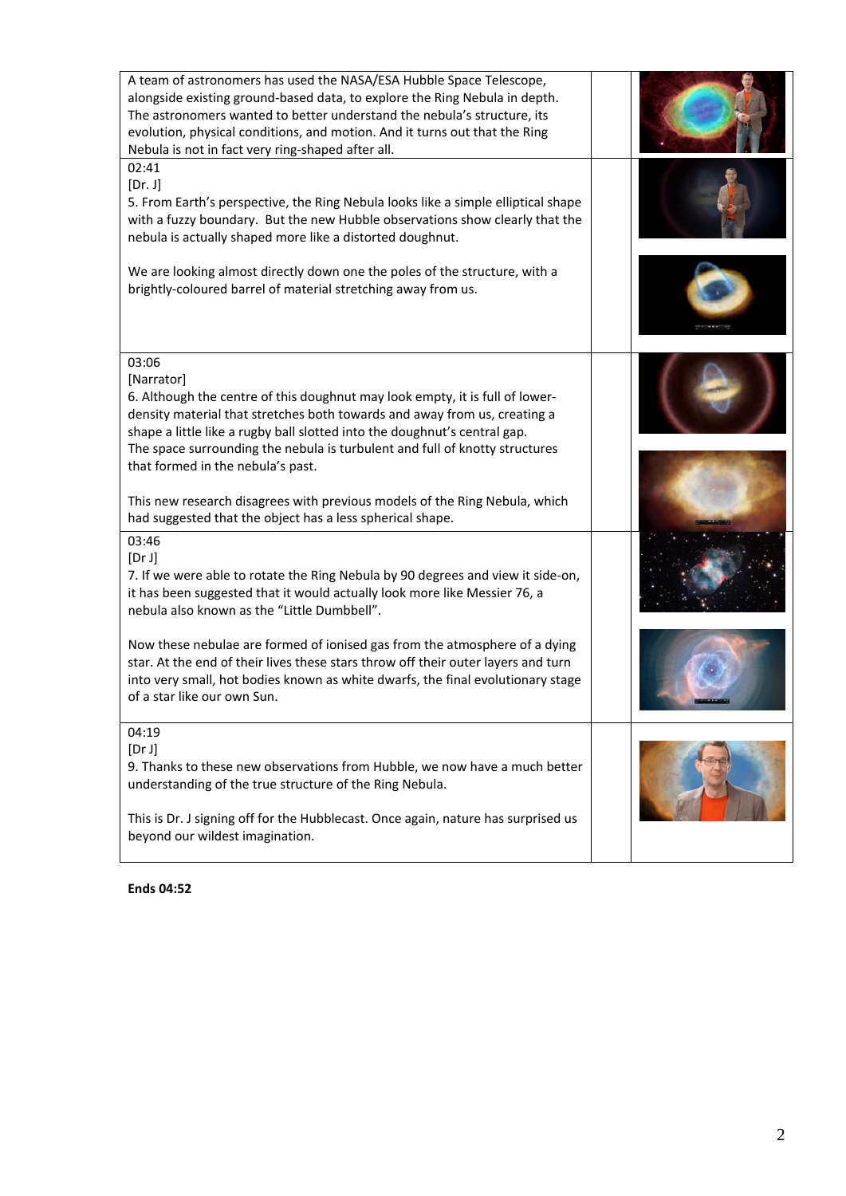| | | |
|---|---|---|
| A team of astronomers has used the NASA/ESA Hubble Space Telescope, alongside existing ground-based data, to explore the Ring Nebula in depth. The astronomers wanted to better understand the nebula's structure, its evolution, physical conditions, and motion. And it turns out that the Ring Nebula is not in fact very ring-shaped after all. | | |
| 02:41<br>[Dr. J]<br>5. From Earth's perspective, the Ring Nebula looks like a simple elliptical shape with a fuzzy boundary. But the new Hubble observations show clearly that the nebula is actually shaped more like a distorted doughnut.<br><br>We are looking almost directly down one the poles of the structure, with a brightly-coloured barrel of material stretching away from us. | | |
| 03:06<br>[Narrator]<br>6. Although the centre of this doughnut may look empty, it is full of lower-density material that stretches both towards and away from us, creating a shape a little like a rugby ball slotted into the doughnut's central gap. The space surrounding the nebula is turbulent and full of knotty structures that formed in the nebula's past.<br><br>This new research disagrees with previous models of the Ring Nebula, which had suggested that the object has a less spherical shape. | | |
| 03:46<br>[Dr J]<br>7. If we were able to rotate the Ring Nebula by 90 degrees and view it side-on, it has been suggested that it would actually look more like Messier 76, a nebula also known as the "Little Dumbbell".<br><br>Now these nebulae are formed of ionised gas from the atmosphere of a dying star. At the end of their lives these stars throw off their outer layers and turn into very small, hot bodies known as white dwarfs, the final evolutionary stage of a star like our own Sun. | | |
| 04:19<br>[Dr J]<br>9. Thanks to these new observations from Hubble, we now have a much better understanding of the true structure of the Ring Nebula.<br><br>This is Dr. J signing off for the Hubblecast. Once again, nature has surprised us beyond our wildest imagination. | | |

**Ends 04:52**